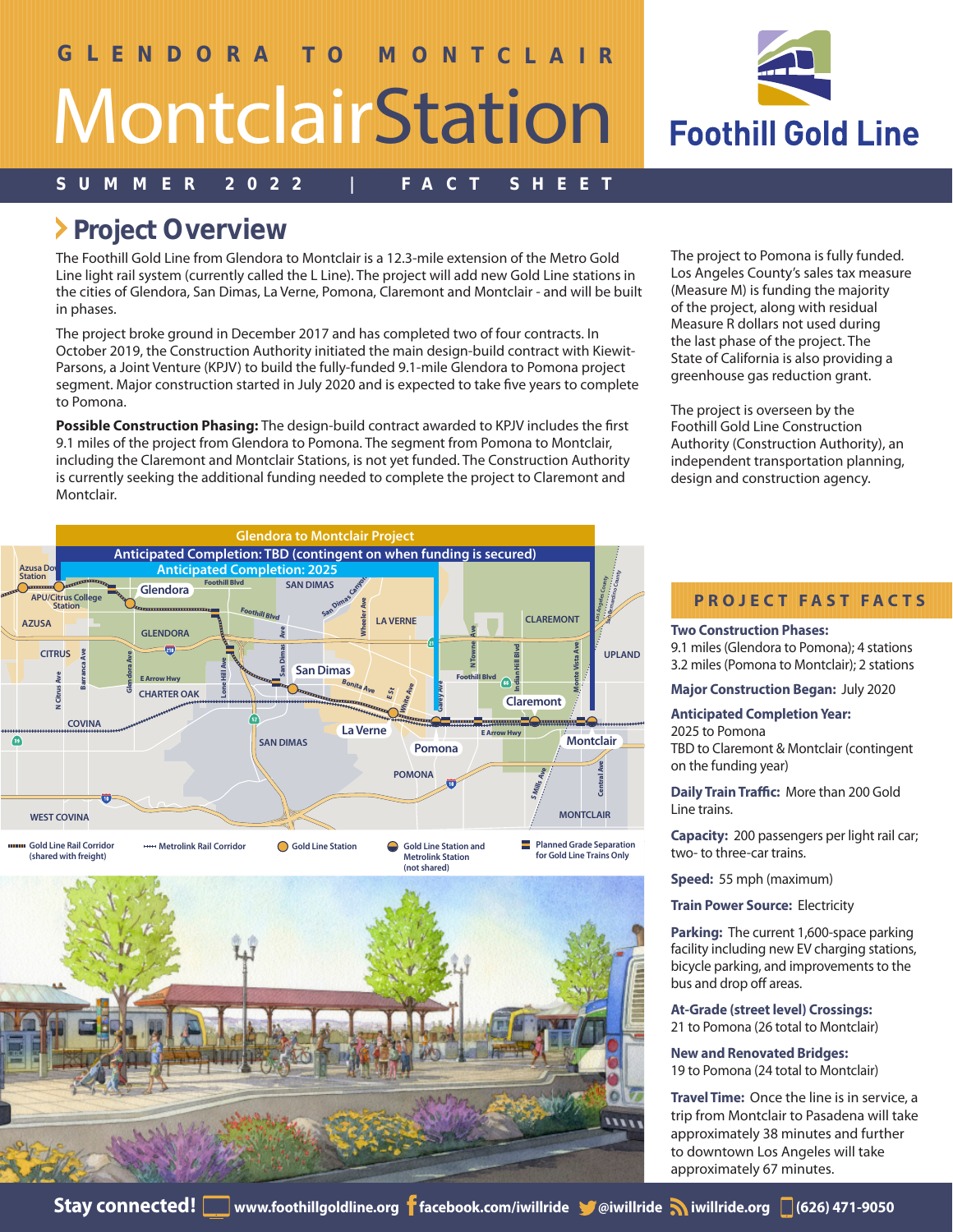GLENDORA TO MONTCLAIR

# Montclair Station

Foothill Gold Line

SUMMER 2022 | FACT SHEET

## Project Overview

The Foothill Gold Line from Glendora to Montclair is a 12.3-mile extension of the Metro Gold Line light rail system (currently called the L Line). The project will add new Gold Line stations in the cities of Glendora, San Dimas, La Verne, Pomona, Claremont and Montclair - and will be built in phases.

The project broke ground in December 2017 and has completed two of four contracts. In October 2019, the Construction Authority initiated the main design-build contract with Kiewit-Parsons, a Joint Venture (KPJV) to build the fully-funded 9.1-mile Glendora to Pomona project segment. Major construction started in July 2020 and is expected to take five years to complete to Pomona.

**Possible Construction Phasing:** The design-build contract awarded to KPJV includes the first 9.1 miles of the project from Glendora to Pomona. The segment from Pomona to Montclair, including the Claremont and Montclair Stations, is not yet funded. The Construction Authority is currently seeking the additional funding needed to complete the project to Claremont and Montclair.

The project to Pomona is fully funded. Los Angeles County's sales tax measure (Measure M) is funding the majority of the project, along with residual Measure R dollars not used during the last phase of the project. The State of California is also providing a greenhouse gas reduction grant.

The project is overseen by the Foothill Gold Line Construction Authority (Construction Authority), an independent transportation planning, design and construction agency.

Glendora to Montclair Project

Anticipated Completion: TBD (contingent on when funding is secured)

Anticipated Completion: 2025

Gold Line Rail Corridor (shared with freight)
Metrolink Rail Corridor
Gold Line Station
Gold Line Station and Metrolink Station (not shared)
Planned Grade Separation for Gold Line Trains Only

## PROJECT FAST FACTS

**Two Construction Phases:**
9.1 miles (Glendora to Pomona); 4 stations
3.2 miles (Pomona to Montclair); 2 stations

**Major Construction Began:** July 2020

**Anticipated Completion Year:**
2025 to Pomona
TBD to Claremont & Montclair (contingent on the funding year)

**Daily Train Traffic:** More than 200 Gold Line trains.

**Capacity:** 200 passengers per light rail car; two- to three-car trains.

**Speed:** 55 mph (maximum)

**Train Power Source:** Electricity

**Parking:** The current 1,600-space parking facility including new EV charging stations, bicycle parking, and improvements to the bus and drop off areas.

**At-Grade (street level) Crossings:**
21 to Pomona (26 total to Montclair)

**New and Renovated Bridges:**
19 to Pomona (24 total to Montclair)

**Travel Time:** Once the line is in service, a trip from Montclair to Pasadena will take approximately 38 minutes and further to downtown Los Angeles will take approximately 67 minutes.

**Stay connected!** www.foothillgoldline.org | facebook.com/iwillride | @iwillride | iwillride.org | (626) 471-9050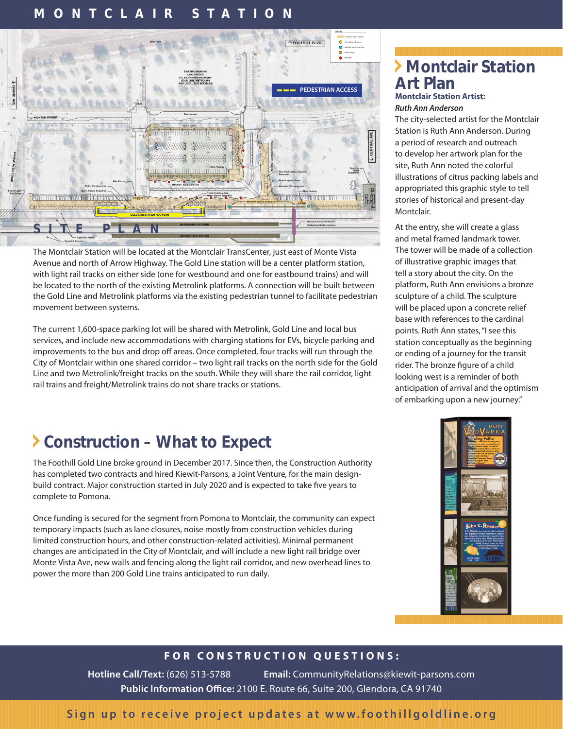# MONTCLAIR STATION

## SITE PLAN

The Montclair Station will be located at the Montclair TransCenter, just east of Monte Vista Avenue and north of Arrow Highway. The Gold Line station will be a center platform station, with light rail tracks on either side (one for westbound and one for eastbound trains) and will be located to the north of the existing Metrolink platforms. A connection will be built between the Gold Line and Metrolink platforms via the existing pedestrian tunnel to facilitate pedestrian movement between systems.

The current 1,600-space parking lot will be shared with Metrolink, Gold Line and local bus services, and include new accommodations with charging stations for EVs, bicycle parking and improvements to the bus and drop off areas. Once completed, four tracks will run through the City of Montclair within one shared corridor – two light rail tracks on the north side for the Gold Line and two Metrolink/freight tracks on the south. While they will share the rail corridor, light rail trains and freight/Metrolink trains do not share tracks or stations.

## Construction – What to Expect

The Foothill Gold Line broke ground in December 2017. Since then, the Construction Authority has completed two contracts and hired Kiewit-Parsons, a Joint Venture, for the main design-build contract. Major construction started in July 2020 and is expected to take five years to complete to Pomona.

Once funding is secured for the segment from Pomona to Montclair, the community can expect temporary impacts (such as lane closures, noise mostly from construction vehicles during limited construction hours, and other construction-related activities). Minimal permanent changes are anticipated in the City of Montclair, and will include a new light rail bridge over Monte Vista Ave, new walls and fencing along the light rail corridor, and new overhead lines to power the more than 200 Gold Line trains anticipated to run daily.

## Montclair Station Art Plan

**Montclair Station Artist:**
***Ruth Ann Anderson***

The city-selected artist for the Montclair Station is Ruth Ann Anderson. During a period of research and outreach to develop her artwork plan for the site, Ruth Ann noted the colorful illustrations of citrus packing labels and appropriated this graphic style to tell stories of historical and present-day Montclair.

At the entry, she will create a glass and metal framed landmark tower. The tower will be made of a collection of illustrative graphic images that tell a story about the city. On the platform, Ruth Ann envisions a bronze sculpture of a child. The sculpture will be placed upon a concrete relief base with references to the cardinal points. Ruth Ann states, "I see this station conceptually as the beginning or ending of a journey for the transit rider. The bronze figure of a child looking west is a reminder of both anticipation of arrival and the optimism of embarking upon a new journey."

**FOR CONSTRUCTION QUESTIONS:**

**Hotline Call/Text:** (626) 513-5788 **Email:** CommunityRelations@kiewit-parsons.com

**Public Information Office:** 2100 E. Route 66, Suite 200, Glendora, CA 91740

Sign up to receive project updates at www.foothillgoldline.org